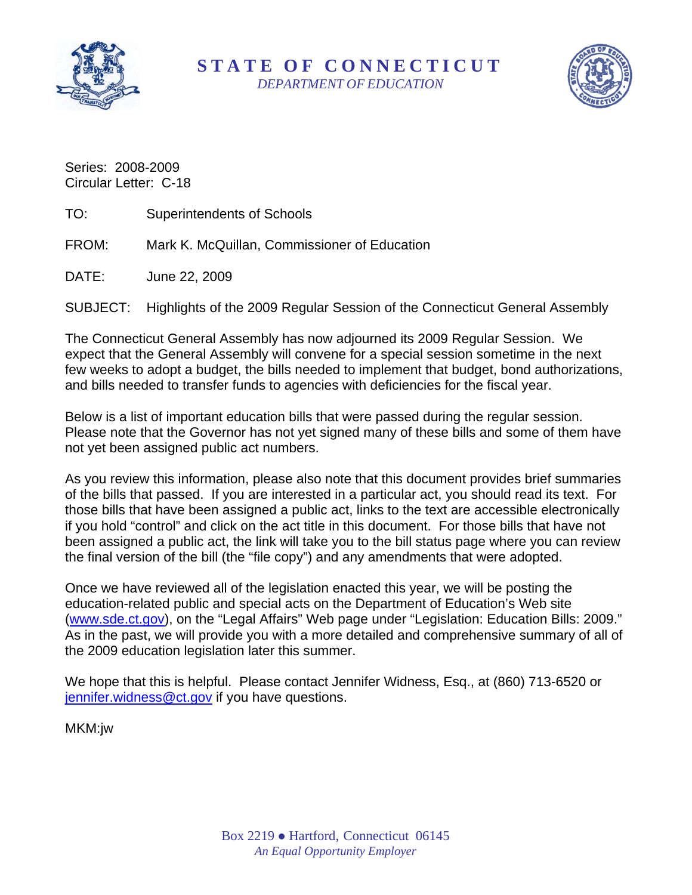# STATE OF CONNECTICUT

*DEPARTMENT OF EDUCATION*

Series: 2008-2009
Circular Letter: C-18

TO: Superintendents of Schools

FROM: Mark K. McQuillan, Commissioner of Education

DATE: June 22, 2009

SUBJECT: Highlights of the 2009 Regular Session of the Connecticut General Assembly

The Connecticut General Assembly has now adjourned its 2009 Regular Session. We expect that the General Assembly will convene for a special session sometime in the next few weeks to adopt a budget, the bills needed to implement that budget, bond authorizations, and bills needed to transfer funds to agencies with deficiencies for the fiscal year.

Below is a list of important education bills that were passed during the regular session. Please note that the Governor has not yet signed many of these bills and some of them have not yet been assigned public act numbers.

As you review this information, please also note that this document provides brief summaries of the bills that passed. If you are interested in a particular act, you should read its text. For those bills that have been assigned a public act, links to the text are accessible electronically if you hold "control" and click on the act title in this document. For those bills that have not been assigned a public act, the link will take you to the bill status page where you can review the final version of the bill (the "file copy") and any amendments that were adopted.

Once we have reviewed all of the legislation enacted this year, we will be posting the education-related public and special acts on the Department of Education's Web site (www.sde.ct.gov), on the "Legal Affairs" Web page under "Legislation: Education Bills: 2009." As in the past, we will provide you with a more detailed and comprehensive summary of all of the 2009 education legislation later this summer.

We hope that this is helpful. Please contact Jennifer Widness, Esq., at (860) 713-6520 or jennifer.widness@ct.gov if you have questions.

MKM:jw

Box 2219 ● Hartford, Connecticut 06145
*An Equal Opportunity Employer*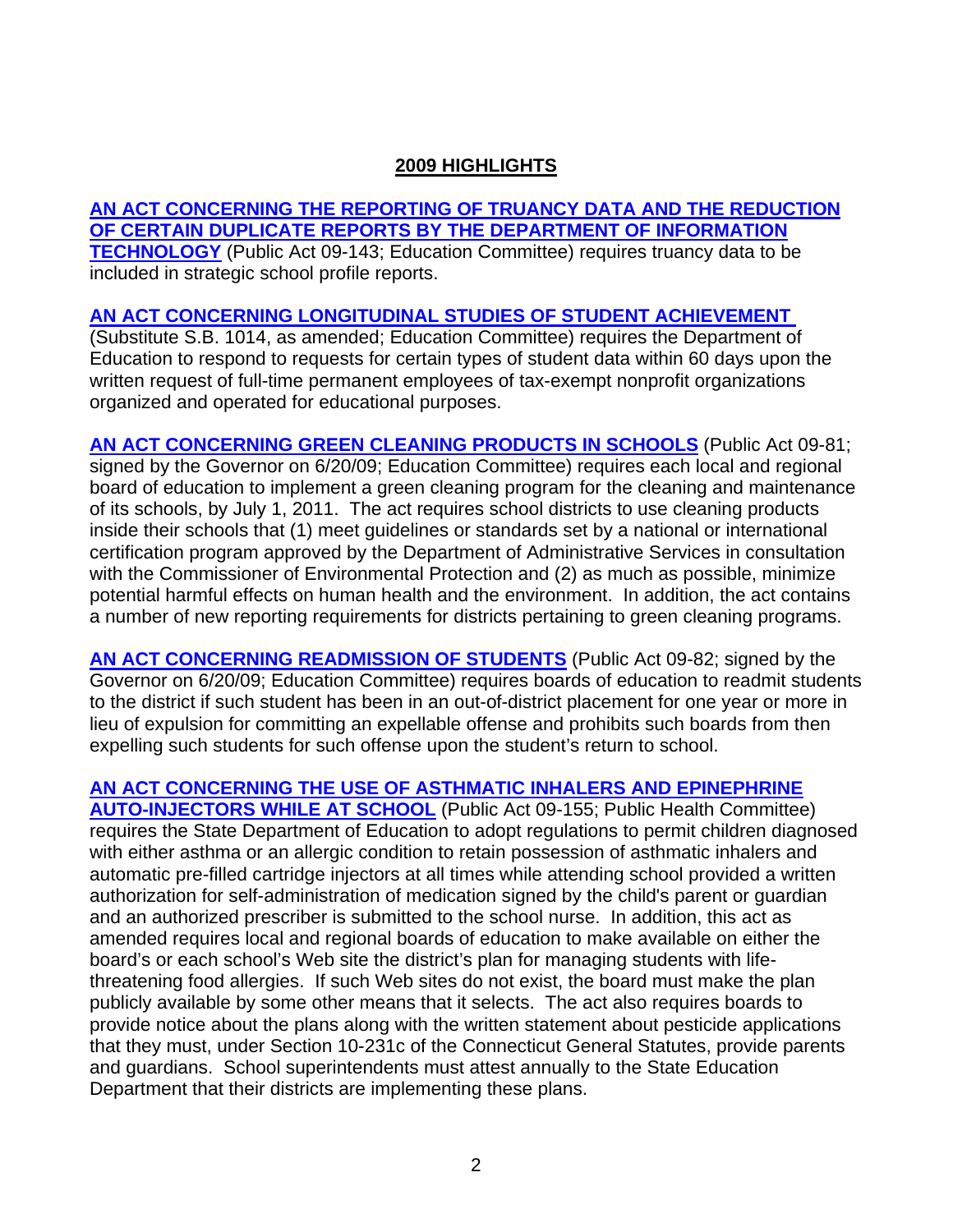## 2009 HIGHLIGHTS

**AN ACT CONCERNING THE REPORTING OF TRUANCY DATA AND THE REDUCTION OF CERTAIN DUPLICATE REPORTS BY THE DEPARTMENT OF INFORMATION TECHNOLOGY** (Public Act 09-143; Education Committee) requires truancy data to be included in strategic school profile reports.

**AN ACT CONCERNING LONGITUDINAL STUDIES OF STUDENT ACHIEVEMENT** (Substitute S.B. 1014, as amended; Education Committee) requires the Department of Education to respond to requests for certain types of student data within 60 days upon the written request of full-time permanent employees of tax-exempt nonprofit organizations organized and operated for educational purposes.

**AN ACT CONCERNING GREEN CLEANING PRODUCTS IN SCHOOLS** (Public Act 09-81; signed by the Governor on 6/20/09; Education Committee) requires each local and regional board of education to implement a green cleaning program for the cleaning and maintenance of its schools, by July 1, 2011. The act requires school districts to use cleaning products inside their schools that (1) meet guidelines or standards set by a national or international certification program approved by the Department of Administrative Services in consultation with the Commissioner of Environmental Protection and (2) as much as possible, minimize potential harmful effects on human health and the environment. In addition, the act contains a number of new reporting requirements for districts pertaining to green cleaning programs.

**AN ACT CONCERNING READMISSION OF STUDENTS** (Public Act 09-82; signed by the Governor on 6/20/09; Education Committee) requires boards of education to readmit students to the district if such student has been in an out-of-district placement for one year or more in lieu of expulsion for committing an expellable offense and prohibits such boards from then expelling such students for such offense upon the student's return to school.

**AN ACT CONCERNING THE USE OF ASTHMATIC INHALERS AND EPINEPHRINE AUTO-INJECTORS WHILE AT SCHOOL** (Public Act 09-155; Public Health Committee) requires the State Department of Education to adopt regulations to permit children diagnosed with either asthma or an allergic condition to retain possession of asthmatic inhalers and automatic pre-filled cartridge injectors at all times while attending school provided a written authorization for self-administration of medication signed by the child's parent or guardian and an authorized prescriber is submitted to the school nurse. In addition, this act as amended requires local and regional boards of education to make available on either the board's or each school's Web site the district's plan for managing students with life-threatening food allergies. If such Web sites do not exist, the board must make the plan publicly available by some other means that it selects. The act also requires boards to provide notice about the plans along with the written statement about pesticide applications that they must, under Section 10-231c of the Connecticut General Statutes, provide parents and guardians. School superintendents must attest annually to the State Education Department that their districts are implementing these plans.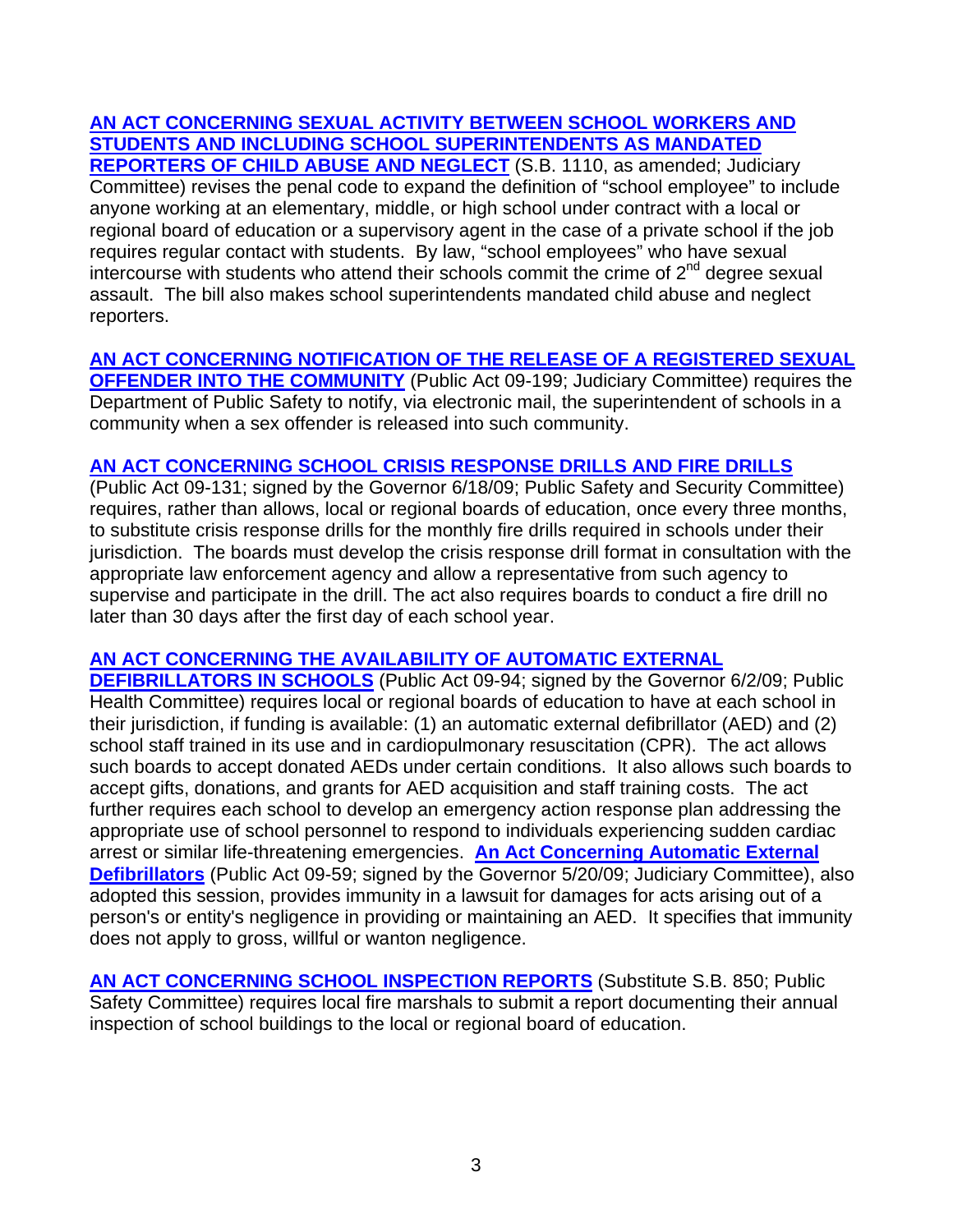**AN ACT CONCERNING SEXUAL ACTIVITY BETWEEN SCHOOL WORKERS AND STUDENTS AND INCLUDING SCHOOL SUPERINTENDENTS AS MANDATED REPORTERS OF CHILD ABUSE AND NEGLECT** (S.B. 1110, as amended; Judiciary Committee) revises the penal code to expand the definition of "school employee" to include anyone working at an elementary, middle, or high school under contract with a local or regional board of education or a supervisory agent in the case of a private school if the job requires regular contact with students. By law, "school employees" who have sexual intercourse with students who attend their schools commit the crime of 2nd degree sexual assault. The bill also makes school superintendents mandated child abuse and neglect reporters.

**AN ACT CONCERNING NOTIFICATION OF THE RELEASE OF A REGISTERED SEXUAL OFFENDER INTO THE COMMUNITY** (Public Act 09-199; Judiciary Committee) requires the Department of Public Safety to notify, via electronic mail, the superintendent of schools in a community when a sex offender is released into such community.

**AN ACT CONCERNING SCHOOL CRISIS RESPONSE DRILLS AND FIRE DRILLS** (Public Act 09-131; signed by the Governor 6/18/09; Public Safety and Security Committee) requires, rather than allows, local or regional boards of education, once every three months, to substitute crisis response drills for the monthly fire drills required in schools under their jurisdiction. The boards must develop the crisis response drill format in consultation with the appropriate law enforcement agency and allow a representative from such agency to supervise and participate in the drill. The act also requires boards to conduct a fire drill no later than 30 days after the first day of each school year.

**AN ACT CONCERNING THE AVAILABILITY OF AUTOMATIC EXTERNAL DEFIBRILLATORS IN SCHOOLS** (Public Act 09-94; signed by the Governor 6/2/09; Public Health Committee) requires local or regional boards of education to have at each school in their jurisdiction, if funding is available: (1) an automatic external defibrillator (AED) and (2) school staff trained in its use and in cardiopulmonary resuscitation (CPR). The act allows such boards to accept donated AEDs under certain conditions. It also allows such boards to accept gifts, donations, and grants for AED acquisition and staff training costs. The act further requires each school to develop an emergency action response plan addressing the appropriate use of school personnel to respond to individuals experiencing sudden cardiac arrest or similar life-threatening emergencies. **An Act Concerning Automatic External Defibrillators** (Public Act 09-59; signed by the Governor 5/20/09; Judiciary Committee), also adopted this session, provides immunity in a lawsuit for damages for acts arising out of a person's or entity's negligence in providing or maintaining an AED. It specifies that immunity does not apply to gross, willful or wanton negligence.

**AN ACT CONCERNING SCHOOL INSPECTION REPORTS** (Substitute S.B. 850; Public Safety Committee) requires local fire marshals to submit a report documenting their annual inspection of school buildings to the local or regional board of education.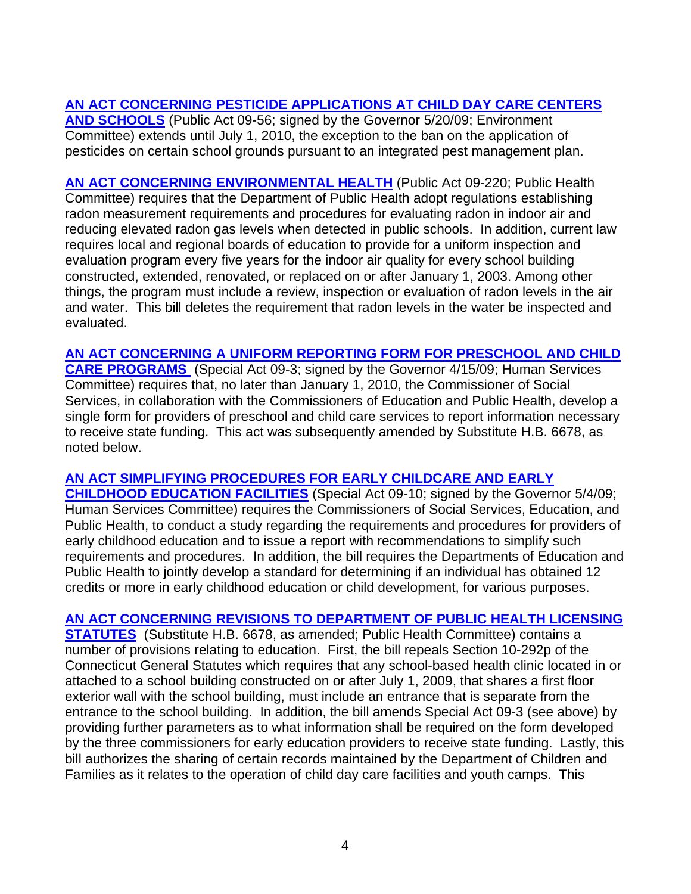**AN ACT CONCERNING PESTICIDE APPLICATIONS AT CHILD DAY CARE CENTERS AND SCHOOLS** (Public Act 09-56; signed by the Governor 5/20/09; Environment Committee) extends until July 1, 2010, the exception to the ban on the application of pesticides on certain school grounds pursuant to an integrated pest management plan.

**AN ACT CONCERNING ENVIRONMENTAL HEALTH** (Public Act 09-220; Public Health Committee) requires that the Department of Public Health adopt regulations establishing radon measurement requirements and procedures for evaluating radon in indoor air and reducing elevated radon gas levels when detected in public schools. In addition, current law requires local and regional boards of education to provide for a uniform inspection and evaluation program every five years for the indoor air quality for every school building constructed, extended, renovated, or replaced on or after January 1, 2003. Among other things, the program must include a review, inspection or evaluation of radon levels in the air and water. This bill deletes the requirement that radon levels in the water be inspected and evaluated.

**AN ACT CONCERNING A UNIFORM REPORTING FORM FOR PRESCHOOL AND CHILD CARE PROGRAMS** (Special Act 09-3; signed by the Governor 4/15/09; Human Services Committee) requires that, no later than January 1, 2010, the Commissioner of Social Services, in collaboration with the Commissioners of Education and Public Health, develop a single form for providers of preschool and child care services to report information necessary to receive state funding. This act was subsequently amended by Substitute H.B. 6678, as noted below.

**AN ACT SIMPLIFYING PROCEDURES FOR EARLY CHILDCARE AND EARLY CHILDHOOD EDUCATION FACILITIES** (Special Act 09-10; signed by the Governor 5/4/09; Human Services Committee) requires the Commissioners of Social Services, Education, and Public Health, to conduct a study regarding the requirements and procedures for providers of early childhood education and to issue a report with recommendations to simplify such requirements and procedures. In addition, the bill requires the Departments of Education and Public Health to jointly develop a standard for determining if an individual has obtained 12 credits or more in early childhood education or child development, for various purposes.

**AN ACT CONCERNING REVISIONS TO DEPARTMENT OF PUBLIC HEALTH LICENSING STATUTES** (Substitute H.B. 6678, as amended; Public Health Committee) contains a number of provisions relating to education. First, the bill repeals Section 10-292p of the Connecticut General Statutes which requires that any school-based health clinic located in or attached to a school building constructed on or after July 1, 2009, that shares a first floor exterior wall with the school building, must include an entrance that is separate from the entrance to the school building. In addition, the bill amends Special Act 09-3 (see above) by providing further parameters as to what information shall be required on the form developed by the three commissioners for early education providers to receive state funding. Lastly, this bill authorizes the sharing of certain records maintained by the Department of Children and Families as it relates to the operation of child day care facilities and youth camps. This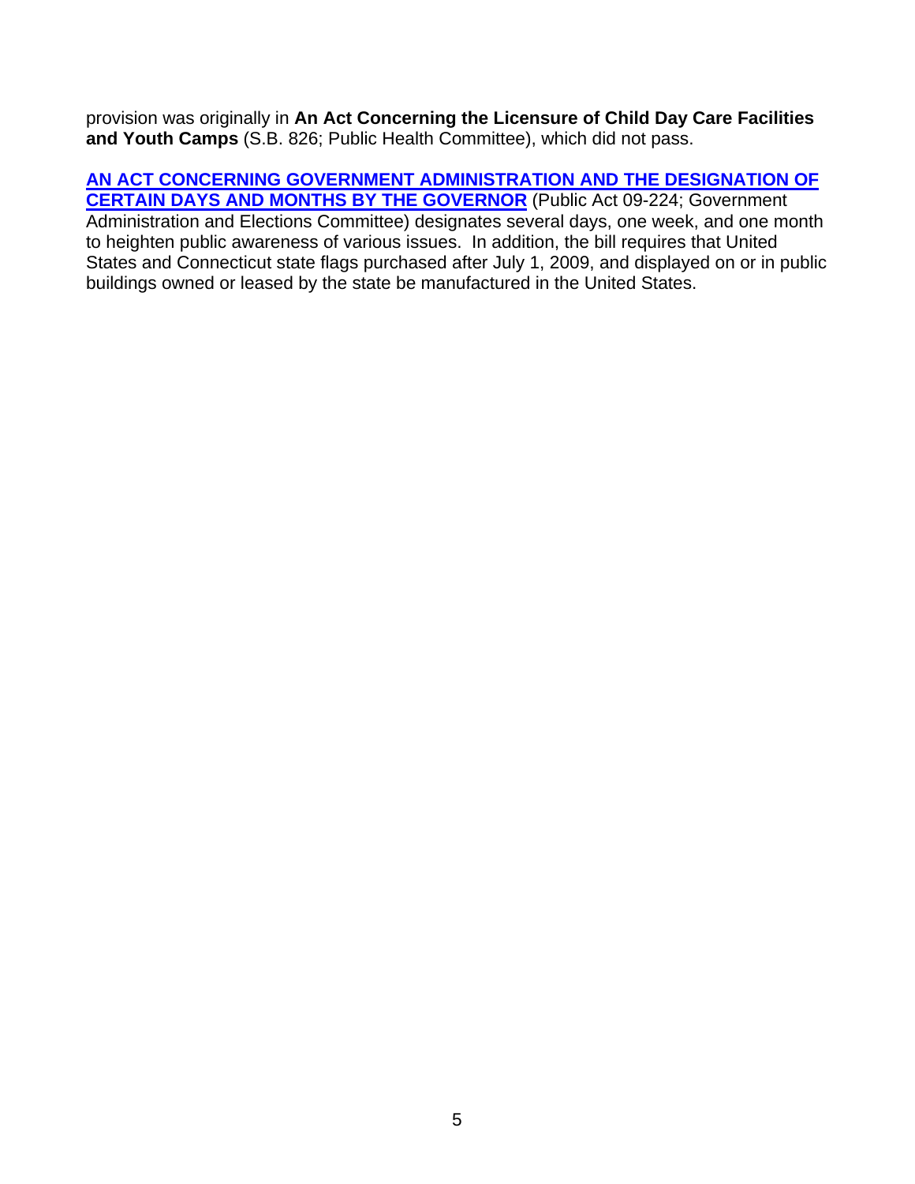provision was originally in **An Act Concerning the Licensure of Child Day Care Facilities and Youth Camps** (S.B. 826; Public Health Committee), which did not pass.

**AN ACT CONCERNING GOVERNMENT ADMINISTRATION AND THE DESIGNATION OF CERTAIN DAYS AND MONTHS BY THE GOVERNOR** (Public Act 09-224; Government Administration and Elections Committee) designates several days, one week, and one month to heighten public awareness of various issues. In addition, the bill requires that United States and Connecticut state flags purchased after July 1, 2009, and displayed on or in public buildings owned or leased by the state be manufactured in the United States.